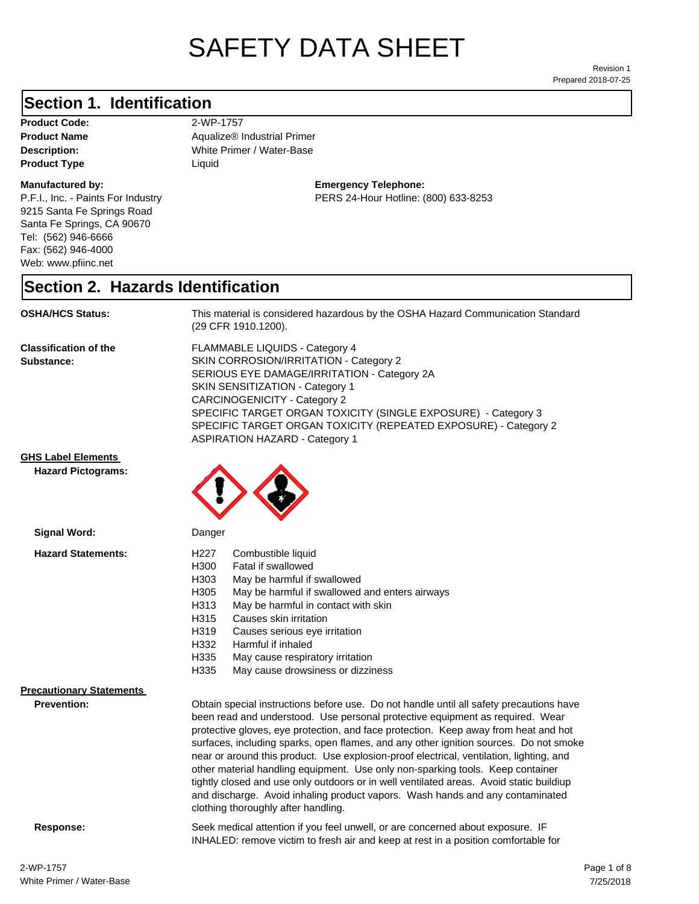# SAFETY DATA SHEET

Revision 1
Prepared 2018-07-25

## Section 1. Identification

**Product Code:** 2-WP-1757
**Product Name** Aqualize® Industrial Primer
**Description:** White Primer / Water-Base
**Product Type** Liquid

**Manufactured by:**
P.F.I., Inc. - Paints For Industry
9215 Santa Fe Springs Road
Santa Fe Springs, CA 90670
Tel: (562) 946-6666
Fax: (562) 946-4000
Web: www.pfiinc.net

**Emergency Telephone:**
PERS 24-Hour Hotline: (800) 633-8253

## Section 2. Hazards Identification

**OSHA/HCS Status:** This material is considered hazardous by the OSHA Hazard Communication Standard (29 CFR 1910.1200).

**Classification of the Substance:**
FLAMMABLE LIQUIDS - Category 4
SKIN CORROSION/IRRITATION - Category 2
SERIOUS EYE DAMAGE/IRRITATION - Category 2A
SKIN SENSITIZATION - Category 1
CARCINOGENICITY - Category 2
SPECIFIC TARGET ORGAN TOXICITY (SINGLE EXPOSURE) - Category 3
SPECIFIC TARGET ORGAN TOXICITY (REPEATED EXPOSURE) - Category 2
ASPIRATION HAZARD - Category 1

**GHS Label Elements**

**Hazard Pictograms:**

**Signal Word:** Danger

**Hazard Statements:**

| | |
|---|---|
| H227 | Combustible liquid |
| H300 | Fatal if swallowed |
| H303 | May be harmful if swallowed |
| H305 | May be harmful if swallowed and enters airways |
| H313 | May be harmful in contact with skin |
| H315 | Causes skin irritation |
| H319 | Causes serious eye irritation |
| H332 | Harmful if inhaled |
| H335 | May cause respiratory irritation |
| H335 | May cause drowsiness or dizziness |

**Precautionary Statements**

**Prevention:** Obtain special instructions before use. Do not handle until all safety precautions have been read and understood. Use personal protective equipment as required. Wear protective gloves, eye protection, and face protection. Keep away from heat and hot surfaces, including sparks, open flames, and any other ignition sources. Do not smoke near or around this product. Use explosion-proof electrical, ventilation, lighting, and other material handling equipment. Use only non-sparking tools. Keep container tightly closed and use only outdoors or in well ventilated areas. Avoid static buildiup and discharge. Avoid inhaling product vapors. Wash hands and any contaminated clothing thoroughly after handling.

**Response:** Seek medical attention if you feel unwell, or are concerned about exposure. IF INHALED: remove victim to fresh air and keep at rest in a position comfortable for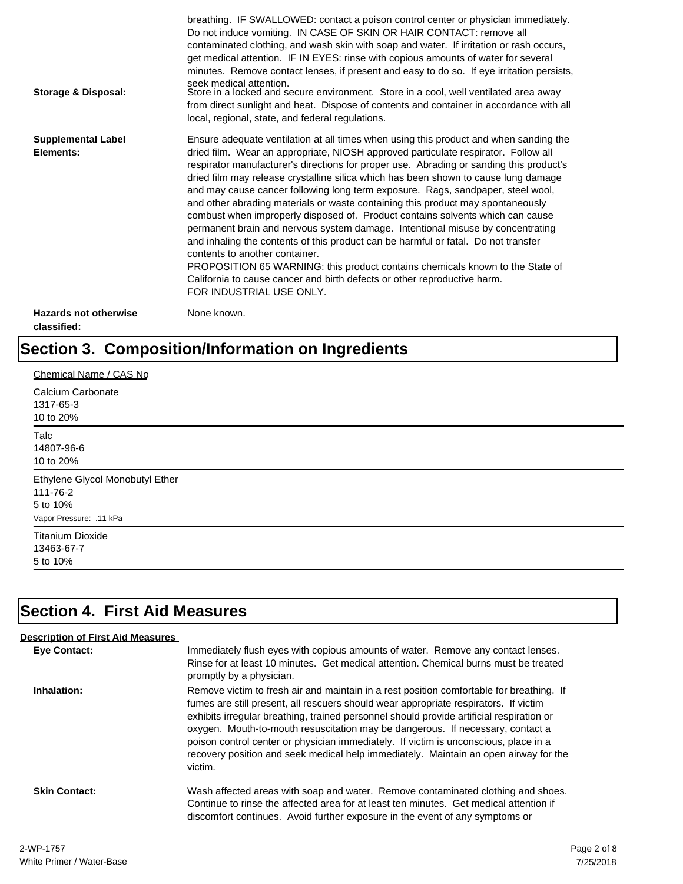breathing. IF SWALLOWED: contact a poison control center or physician immediately. Do not induce vomiting. IN CASE OF SKIN OR HAIR CONTACT: remove all contaminated clothing, and wash skin with soap and water. If irritation or rash occurs, get medical attention. IF IN EYES: rinse with copious amounts of water for several minutes. Remove contact lenses, if present and easy to do so. If eye irritation persists, seek medical attention.

**Storage & Disposal:** Store in a locked and secure environment. Store in a cool, well ventilated area away from direct sunlight and heat. Dispose of contents and container in accordance with all local, regional, state, and federal regulations.

**Supplemental Label Elements:** Ensure adequate ventilation at all times when using this product and when sanding the dried film. Wear an appropriate, NIOSH approved particulate respirator. Follow all respirator manufacturer's directions for proper use. Abrading or sanding this product's dried film may release crystalline silica which has been shown to cause lung damage and may cause cancer following long term exposure. Rags, sandpaper, steel wool, and other abrading materials or waste containing this product may spontaneously combust when improperly disposed of. Product contains solvents which can cause permanent brain and nervous system damage. Intentional misuse by concentrating and inhaling the contents of this product can be harmful or fatal. Do not transfer contents to another container.
PROPOSITION 65 WARNING: this product contains chemicals known to the State of California to cause cancer and birth defects or other reproductive harm.
FOR INDUSTRIAL USE ONLY.

**Hazards not otherwise classified:** None known.

## Section 3. Composition/Information on Ingredients

Chemical Name / CAS No

Calcium Carbonate
1317-65-3
10 to 20%

---

Talc
14807-96-6
10 to 20%

---

Ethylene Glycol Monobutyl Ether
111-76-2
5 to 10%
Vapor Pressure: .11 kPa

---

Titanium Dioxide
13463-67-7
5 to 10%

---

## Section 4. First Aid Measures

**Description of First Aid Measures**

**Eye Contact:** Immediately flush eyes with copious amounts of water. Remove any contact lenses. Rinse for at least 10 minutes. Get medical attention. Chemical burns must be treated promptly by a physician.

**Inhalation:** Remove victim to fresh air and maintain in a rest position comfortable for breathing. If fumes are still present, all rescuers should wear appropriate respirators. If victim exhibits irregular breathing, trained personnel should provide artificial respiration or oxygen. Mouth-to-mouth resuscitation may be dangerous. If necessary, contact a poison control center or physician immediately. If victim is unconscious, place in a recovery position and seek medical help immediately. Maintain an open airway for the victim.

**Skin Contact:** Wash affected areas with soap and water. Remove contaminated clothing and shoes. Continue to rinse the affected area for at least ten minutes. Get medical attention if discomfort continues. Avoid further exposure in the event of any symptoms or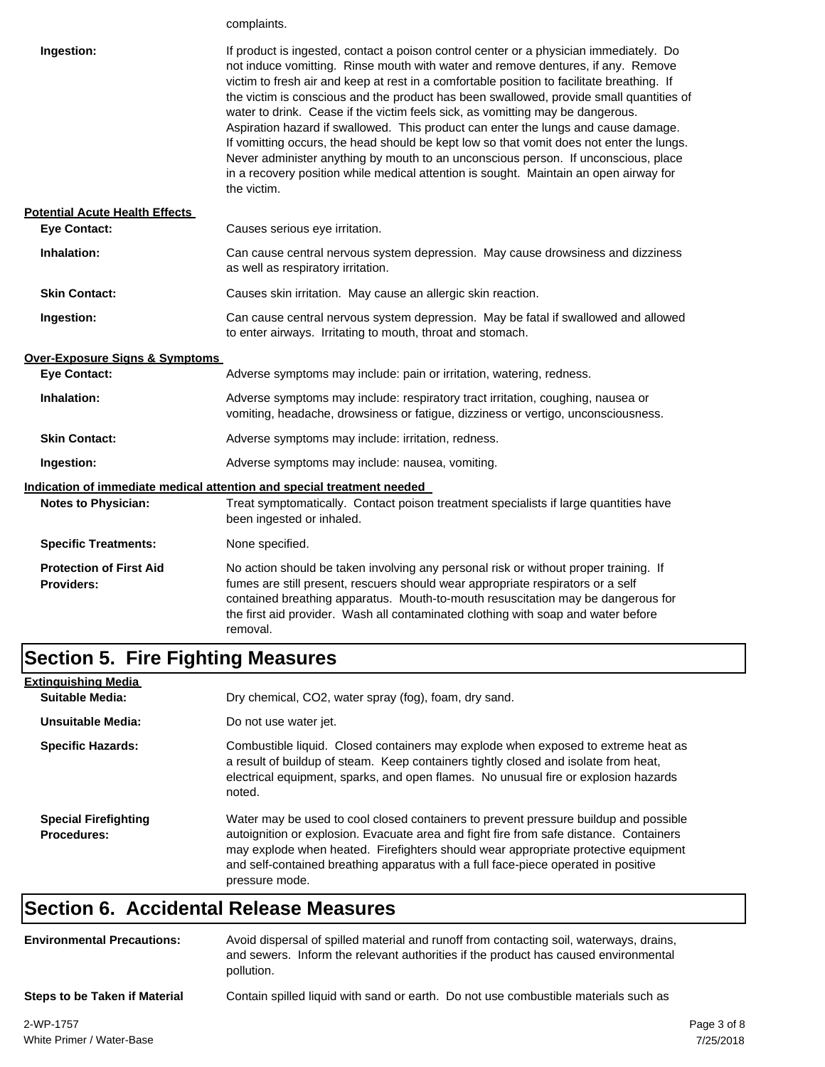complaints.

**Ingestion:** If product is ingested, contact a poison control center or a physician immediately. Do not induce vomitting. Rinse mouth with water and remove dentures, if any. Remove victim to fresh air and keep at rest in a comfortable position to facilitate breathing. If the victim is conscious and the product has been swallowed, provide small quantities of water to drink. Cease if the victim feels sick, as vomitting may be dangerous. Aspiration hazard if swallowed. This product can enter the lungs and cause damage. If vomitting occurs, the head should be kept low so that vomit does not enter the lungs. Never administer anything by mouth to an unconscious person. If unconscious, place in a recovery position while medical attention is sought. Maintain an open airway for the victim.

**Potential Acute Health Effects**

**Eye Contact:** Causes serious eye irritation.

**Inhalation:** Can cause central nervous system depression. May cause drowsiness and dizziness as well as respiratory irritation.

**Skin Contact:** Causes skin irritation. May cause an allergic skin reaction.

**Ingestion:** Can cause central nervous system depression. May be fatal if swallowed and allowed to enter airways. Irritating to mouth, throat and stomach.

**Over-Exposure Signs & Symptoms**

**Eye Contact:** Adverse symptoms may include: pain or irritation, watering, redness.

**Inhalation:** Adverse symptoms may include: respiratory tract irritation, coughing, nausea or vomiting, headache, drowsiness or fatigue, dizziness or vertigo, unconsciousness.

**Skin Contact:** Adverse symptoms may include: irritation, redness.

**Ingestion:** Adverse symptoms may include: nausea, vomiting.

**Indication of immediate medical attention and special treatment needed**

**Notes to Physician:** Treat symptomatically. Contact poison treatment specialists if large quantities have been ingested or inhaled.

**Specific Treatments:** None specified.

**Protection of First Aid Providers:** No action should be taken involving any personal risk or without proper training. If fumes are still present, rescuers should wear appropriate respirators or a self contained breathing apparatus. Mouth-to-mouth resuscitation may be dangerous for the first aid provider. Wash all contaminated clothing with soap and water before removal.

## Section 5. Fire Fighting Measures

**Extinguishing Media**

**Suitable Media:** Dry chemical, CO2, water spray (fog), foam, dry sand.

**Unsuitable Media:** Do not use water jet.

**Specific Hazards:** Combustible liquid. Closed containers may explode when exposed to extreme heat as a result of buildup of steam. Keep containers tightly closed and isolate from heat, electrical equipment, sparks, and open flames. No unusual fire or explosion hazards noted.

**Special Firefighting Procedures:** Water may be used to cool closed containers to prevent pressure buildup and possible autoignition or explosion. Evacuate area and fight fire from safe distance. Containers may explode when heated. Firefighters should wear appropriate protective equipment and self-contained breathing apparatus with a full face-piece operated in positive pressure mode.

## Section 6. Accidental Release Measures

**Environmental Precautions:** Avoid dispersal of spilled material and runoff from contacting soil, waterways, drains, and sewers. Inform the relevant authorities if the product has caused environmental pollution.

**Steps to be Taken if Material** Contain spilled liquid with sand or earth. Do not use combustible materials such as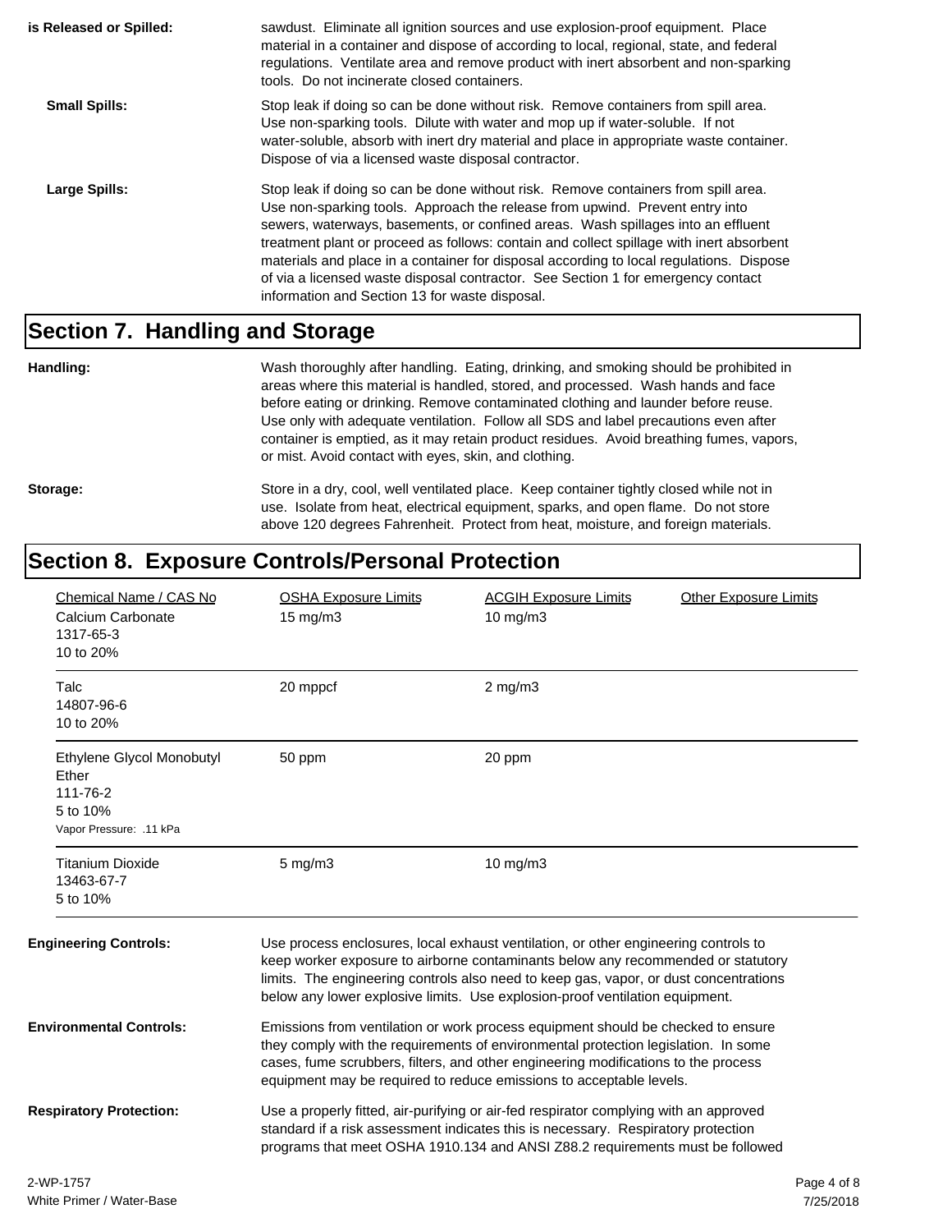**is Released or Spilled:** sawdust. Eliminate all ignition sources and use explosion-proof equipment. Place material in a container and dispose of according to local, regional, state, and federal regulations. Ventilate area and remove product with inert absorbent and non-sparking tools. Do not incinerate closed containers.

**Small Spills:** Stop leak if doing so can be done without risk. Remove containers from spill area. Use non-sparking tools. Dilute with water and mop up if water-soluble. If not water-soluble, absorb with inert dry material and place in appropriate waste container. Dispose of via a licensed waste disposal contractor.

**Large Spills:** Stop leak if doing so can be done without risk. Remove containers from spill area. Use non-sparking tools. Approach the release from upwind. Prevent entry into sewers, waterways, basements, or confined areas. Wash spillages into an effluent treatment plant or proceed as follows: contain and collect spillage with inert absorbent materials and place in a container for disposal according to local regulations. Dispose of via a licensed waste disposal contractor. See Section 1 for emergency contact information and Section 13 for waste disposal.

## Section 7. Handling and Storage

**Handling:** Wash thoroughly after handling. Eating, drinking, and smoking should be prohibited in areas where this material is handled, stored, and processed. Wash hands and face before eating or drinking. Remove contaminated clothing and launder before reuse. Use only with adequate ventilation. Follow all SDS and label precautions even after container is emptied, as it may retain product residues. Avoid breathing fumes, vapors, or mist. Avoid contact with eyes, skin, and clothing.

**Storage:** Store in a dry, cool, well ventilated place. Keep container tightly closed while not in use. Isolate from heat, electrical equipment, sparks, and open flame. Do not store above 120 degrees Fahrenheit. Protect from heat, moisture, and foreign materials.

## Section 8. Exposure Controls/Personal Protection

| Chemical Name / CAS No | OSHA Exposure Limits | ACGIH Exposure Limits | Other Exposure Limits |
|---|---|---|---|
| Calcium Carbonate<br>1317-65-3<br>10 to 20% | 15 mg/m3 | 10 mg/m3 | |
| Talc<br>14807-96-6<br>10 to 20% | 20 mppcf | 2 mg/m3 | |
| Ethylene Glycol Monobutyl Ether<br>111-76-2<br>5 to 10%<br>Vapor Pressure: .11 kPa | 50 ppm | 20 ppm | |
| Titanium Dioxide<br>13463-67-7<br>5 to 10% | 5 mg/m3 | 10 mg/m3 | |

**Engineering Controls:** Use process enclosures, local exhaust ventilation, or other engineering controls to keep worker exposure to airborne contaminants below any recommended or statutory limits. The engineering controls also need to keep gas, vapor, or dust concentrations below any lower explosive limits. Use explosion-proof ventilation equipment.

**Environmental Controls:** Emissions from ventilation or work process equipment should be checked to ensure they comply with the requirements of environmental protection legislation. In some cases, fume scrubbers, filters, and other engineering modifications to the process equipment may be required to reduce emissions to acceptable levels.

**Respiratory Protection:** Use a properly fitted, air-purifying or air-fed respirator complying with an approved standard if a risk assessment indicates this is necessary. Respiratory protection programs that meet OSHA 1910.134 and ANSI Z88.2 requirements must be followed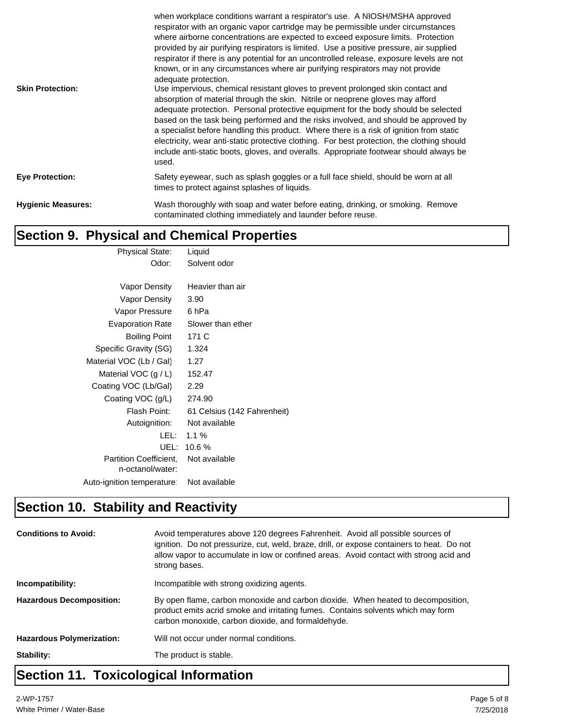when workplace conditions warrant a respirator's use. A NIOSH/MSHA approved respirator with an organic vapor cartridge may be permissible under circumstances where airborne concentrations are expected to exceed exposure limits. Protection provided by air purifying respirators is limited. Use a positive pressure, air supplied respirator if there is any potential for an uncontrolled release, exposure levels are not known, or in any circumstances where air purifying respirators may not provide adequate protection.

**Skin Protection:** Use impervious, chemical resistant gloves to prevent prolonged skin contact and absorption of material through the skin. Nitrile or neoprene gloves may afford adequate protection. Personal protective equipment for the body should be selected based on the task being performed and the risks involved, and should be approved by a specialist before handling this product. Where there is a risk of ignition from static electricity, wear anti-static protective clothing. For best protection, the clothing should include anti-static boots, gloves, and overalls. Appropriate footwear should always be used.

**Eye Protection:** Safety eyewear, such as splash goggles or a full face shield, should be worn at all times to protect against splashes of liquids.

**Hygienic Measures:** Wash thoroughly with soap and water before eating, drinking, or smoking. Remove contaminated clothing immediately and launder before reuse.

## Section 9. Physical and Chemical Properties

| Property | Value |
|---|---|
| Physical State: | Liquid |
| Odor: | Solvent odor |
| Vapor Density | Heavier than air |
| Vapor Density | 3.90 |
| Vapor Pressure | 6 hPa |
| Evaporation Rate | Slower than ether |
| Boiling Point | 171 C |
| Specific Gravity (SG) | 1.324 |
| Material VOC (Lb / Gal) | 1.27 |
| Material VOC (g / L) | 152.47 |
| Coating VOC (Lb/Gal) | 2.29 |
| Coating VOC (g/L) | 274.90 |
| Flash Point: | 61 Celsius (142 Fahrenheit) |
| Autoignition: | Not available |
| LEL: | 1.1 % |
| UEL: | 10.6 % |
| Partition Coefficient, n-octanol/water: | Not available |
| Auto-ignition temperature: | Not available |

## Section 10. Stability and Reactivity

**Conditions to Avoid:** Avoid temperatures above 120 degrees Fahrenheit. Avoid all possible sources of ignition. Do not pressurize, cut, weld, braze, drill, or expose containers to heat. Do not allow vapor to accumulate in low or confined areas. Avoid contact with strong acid and strong bases.

**Incompatibility:** Incompatible with strong oxidizing agents.

**Hazardous Decomposition:** By open flame, carbon monoxide and carbon dioxide. When heated to decomposition, product emits acrid smoke and irritating fumes. Contains solvents which may form carbon monoxide, carbon dioxide, and formaldehyde.

**Hazardous Polymerization:** Will not occur under normal conditions.

**Stability:** The product is stable.

## Section 11. Toxicological Information

2-WP-1757
White Primer / Water-Base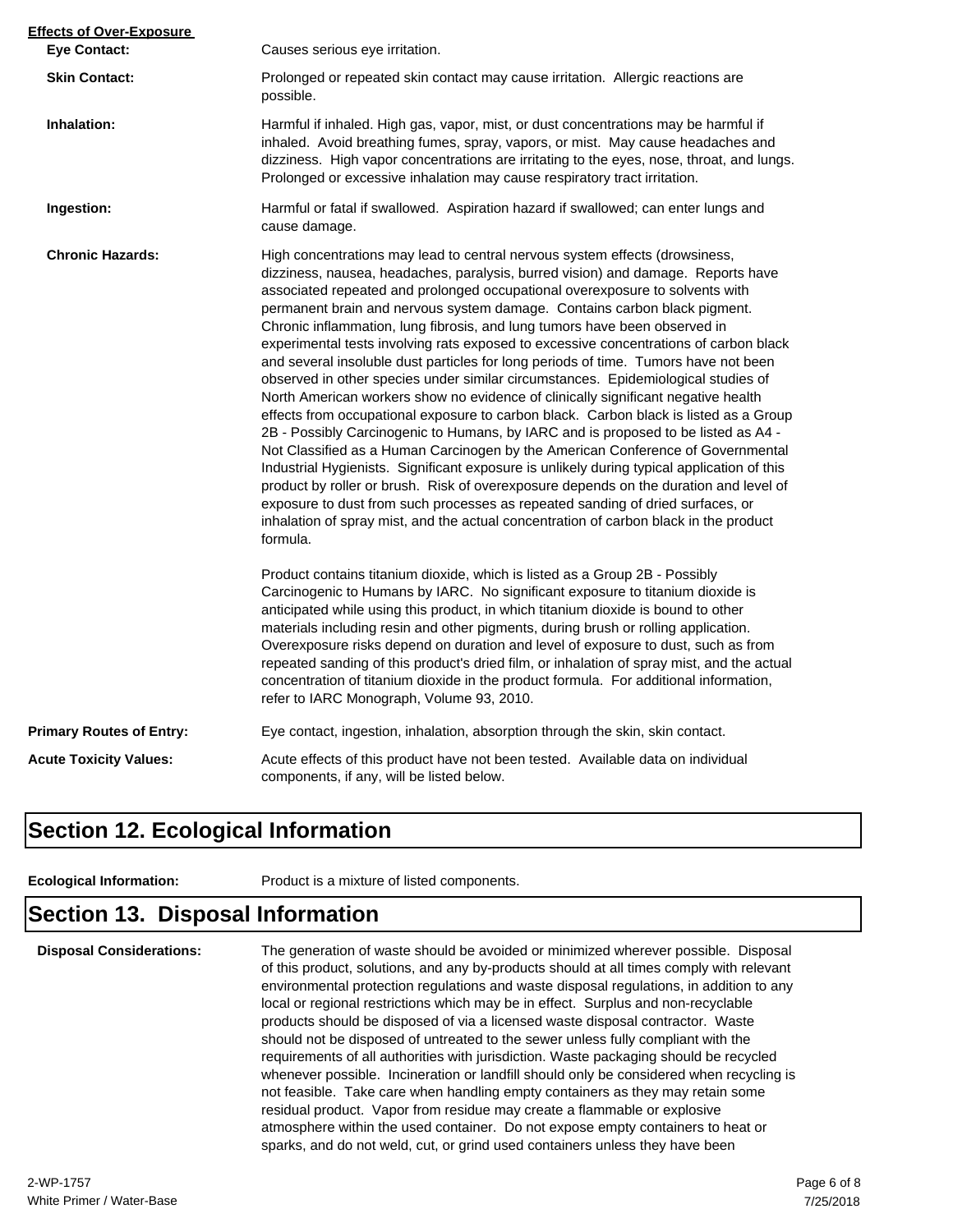**Effects of Over-Exposure**

**Eye Contact:** Causes serious eye irritation.

**Skin Contact:** Prolonged or repeated skin contact may cause irritation. Allergic reactions are possible.

**Inhalation:** Harmful if inhaled. High gas, vapor, mist, or dust concentrations may be harmful if inhaled. Avoid breathing fumes, spray, vapors, or mist. May cause headaches and dizziness. High vapor concentrations are irritating to the eyes, nose, throat, and lungs. Prolonged or excessive inhalation may cause respiratory tract irritation.

**Ingestion:** Harmful or fatal if swallowed. Aspiration hazard if swallowed; can enter lungs and cause damage.

**Chronic Hazards:** High concentrations may lead to central nervous system effects (drowsiness, dizziness, nausea, headaches, paralysis, burred vision) and damage. Reports have associated repeated and prolonged occupational overexposure to solvents with permanent brain and nervous system damage. Contains carbon black pigment. Chronic inflammation, lung fibrosis, and lung tumors have been observed in experimental tests involving rats exposed to excessive concentrations of carbon black and several insoluble dust particles for long periods of time. Tumors have not been observed in other species under similar circumstances. Epidemiological studies of North American workers show no evidence of clinically significant negative health effects from occupational exposure to carbon black. Carbon black is listed as a Group 2B - Possibly Carcinogenic to Humans, by IARC and is proposed to be listed as A4 - Not Classified as a Human Carcinogen by the American Conference of Governmental Industrial Hygienists. Significant exposure is unlikely during typical application of this product by roller or brush. Risk of overexposure depends on the duration and level of exposure to dust from such processes as repeated sanding of dried surfaces, or inhalation of spray mist, and the actual concentration of carbon black in the product formula.

Product contains titanium dioxide, which is listed as a Group 2B - Possibly Carcinogenic to Humans by IARC. No significant exposure to titanium dioxide is anticipated while using this product, in which titanium dioxide is bound to other materials including resin and other pigments, during brush or rolling application. Overexposure risks depend on duration and level of exposure to dust, such as from repeated sanding of this product's dried film, or inhalation of spray mist, and the actual concentration of titanium dioxide in the product formula. For additional information, refer to IARC Monograph, Volume 93, 2010.

**Primary Routes of Entry:** Eye contact, ingestion, inhalation, absorption through the skin, skin contact.

**Acute Toxicity Values:** Acute effects of this product have not been tested. Available data on individual components, if any, will be listed below.

## Section 12. Ecological Information

**Ecological Information:** Product is a mixture of listed components.

## Section 13. Disposal Information

**Disposal Considerations:** The generation of waste should be avoided or minimized wherever possible. Disposal of this product, solutions, and any by-products should at all times comply with relevant environmental protection regulations and waste disposal regulations, in addition to any local or regional restrictions which may be in effect. Surplus and non-recyclable products should be disposed of via a licensed waste disposal contractor. Waste should not be disposed of untreated to the sewer unless fully compliant with the requirements of all authorities with jurisdiction. Waste packaging should be recycled whenever possible. Incineration or landfill should only be considered when recycling is not feasible. Take care when handling empty containers as they may retain some residual product. Vapor from residue may create a flammable or explosive atmosphere within the used container. Do not expose empty containers to heat or sparks, and do not weld, cut, or grind used containers unless they have been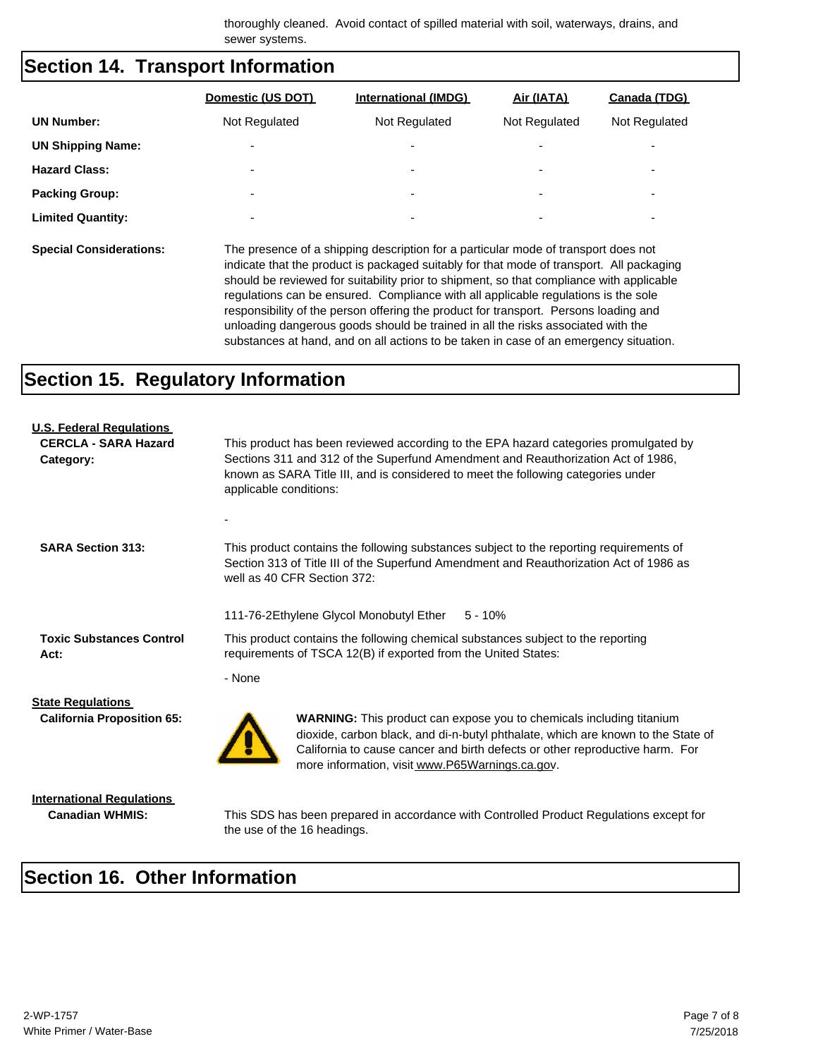thoroughly cleaned. Avoid contact of spilled material with soil, waterways, drains, and sewer systems.

## Section 14. Transport Information

| | Domestic (US DOT) | International (IMDG) | Air (IATA) | Canada (TDG) |
|---|---|---|---|---|
| **UN Number:** | Not Regulated | Not Regulated | Not Regulated | Not Regulated |
| **UN Shipping Name:** | - | - | - | - |
| **Hazard Class:** | - | - | - | - |
| **Packing Group:** | - | - | - | - |
| **Limited Quantity:** | - | - | - | - |

**Special Considerations:** The presence of a shipping description for a particular mode of transport does not indicate that the product is packaged suitably for that mode of transport. All packaging should be reviewed for suitability prior to shipment, so that compliance with applicable regulations can be ensured. Compliance with all applicable regulations is the sole responsibility of the person offering the product for transport. Persons loading and unloading dangerous goods should be trained in all the risks associated with the substances at hand, and on all actions to be taken in case of an emergency situation.

## Section 15. Regulatory Information

**U.S. Federal Regulations**

**CERCLA - SARA Hazard Category:** This product has been reviewed according to the EPA hazard categories promulgated by Sections 311 and 312 of the Superfund Amendment and Reauthorization Act of 1986, known as SARA Title III, and is considered to meet the following categories under applicable conditions:

-

**SARA Section 313:** This product contains the following substances subject to the reporting requirements of Section 313 of Title III of the Superfund Amendment and Reauthorization Act of 1986 as well as 40 CFR Section 372:

111-76-2Ethylene Glycol Monobutyl Ether 5 - 10%

**Toxic Substances Control Act:** This product contains the following chemical substances subject to the reporting requirements of TSCA 12(B) if exported from the United States:

- None

**State Regulations**

**California Proposition 65:** **WARNING:** This product can expose you to chemicals including titanium dioxide, carbon black, and di-n-butyl phthalate, which are known to the State of California to cause cancer and birth defects or other reproductive harm. For more information, visit www.P65Warnings.ca.gov.

**International Regulations**

**Canadian WHMIS:** This SDS has been prepared in accordance with Controlled Product Regulations except for the use of the 16 headings.

## Section 16. Other Information

2-WP-1757
White Primer / Water-Base
7/25/2018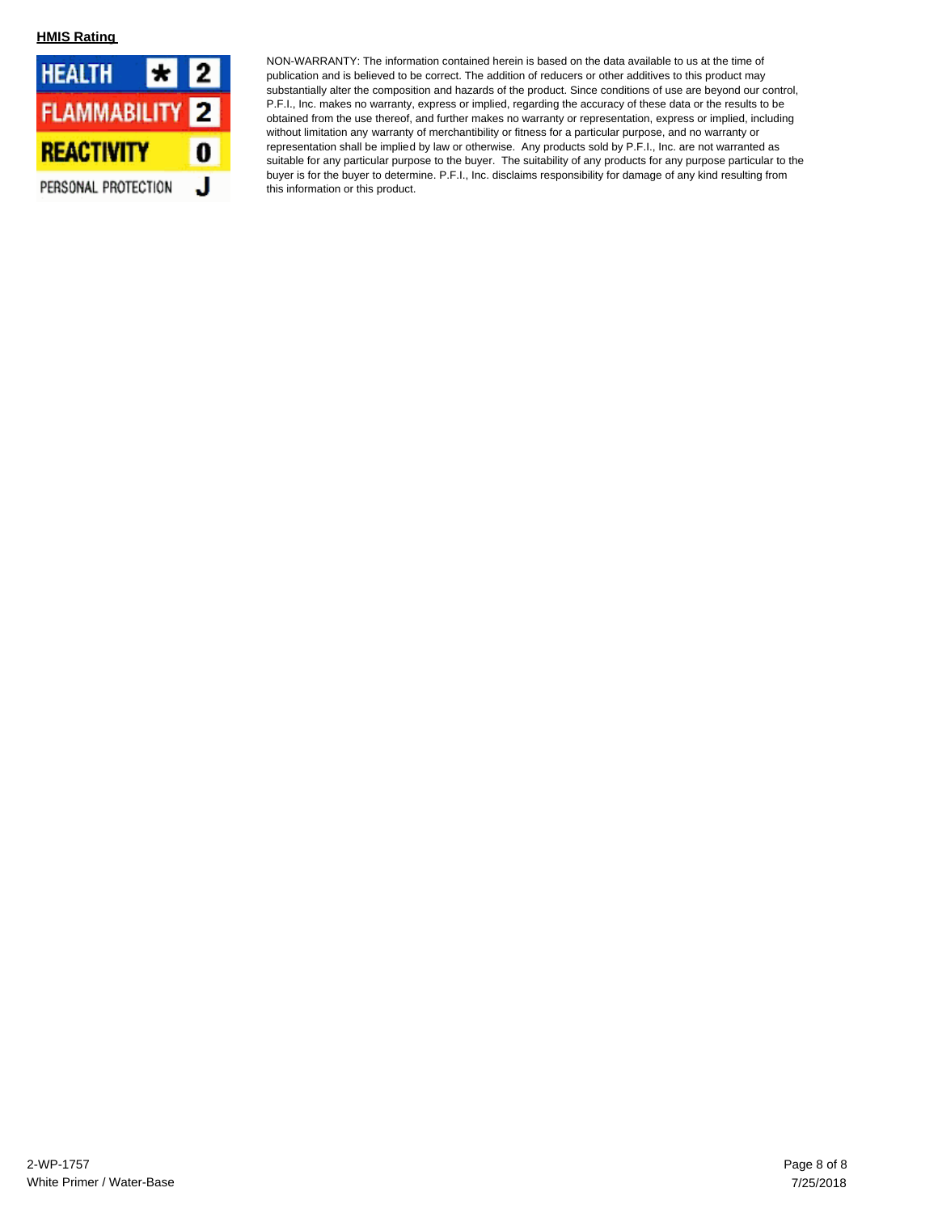**HMIS Rating**

| | | |
|---|---|---|
| HEALTH | * | 2 |
| FLAMMABILITY | | 2 |
| REACTIVITY | | 0 |
| PERSONAL PROTECTION | | J |

NON-WARRANTY: The information contained herein is based on the data available to us at the time of publication and is believed to be correct. The addition of reducers or other additives to this product may substantially alter the composition and hazards of the product. Since conditions of use are beyond our control, P.F.I., Inc. makes no warranty, express or implied, regarding the accuracy of these data or the results to be obtained from the use thereof, and further makes no warranty or representation, express or implied, including without limitation any warranty of merchantibility or fitness for a particular purpose, and no warranty or representation shall be implied by law or otherwise. Any products sold by P.F.I., Inc. are not warranted as suitable for any particular purpose to the buyer. The suitability of any products for any purpose particular to the buyer is for the buyer to determine. P.F.I., Inc. disclaims responsibility for damage of any kind resulting from this information or this product.